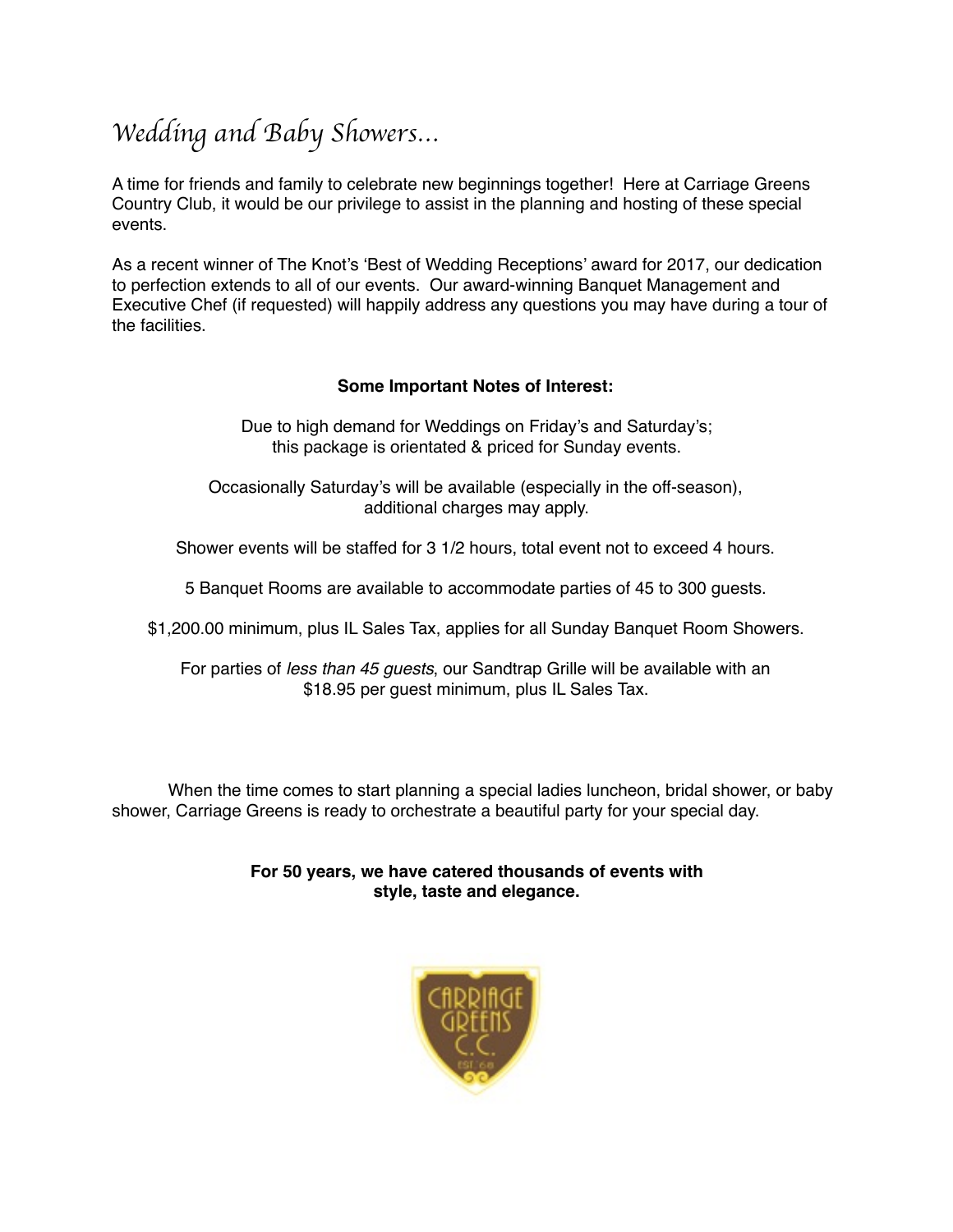# *Wedding and Baby Showers…*

A time for friends and family to celebrate new beginnings together! Here at Carriage Greens Country Club, it would be our privilege to assist in the planning and hosting of these special events.

As a recent winner of The Knot's 'Best of Wedding Receptions' award for 2017, our dedication to perfection extends to all of our events. Our award-winning Banquet Management and Executive Chef (if requested) will happily address any questions you may have during a tour of the facilities.

**Some Important Notes of Interest:**

Due to high demand for Weddings on Friday's and Saturday's;
this package is orientated & priced for Sunday events.

Occasionally Saturday's will be available (especially in the off-season),
additional charges may apply.

Shower events will be staffed for 3 1/2 hours, total event not to exceed 4 hours.

5 Banquet Rooms are available to accommodate parties of 45 to 300 guests.

$1,200.00 minimum, plus IL Sales Tax, applies for all Sunday Banquet Room Showers.

For parties of *less than 45 guests*, our Sandtrap Grille will be available with an
$18.95 per guest minimum, plus IL Sales Tax.

When the time comes to start planning a special ladies luncheon, bridal shower, or baby shower, Carriage Greens is ready to orchestrate a beautiful party for your special day.

**For 50 years, we have catered thousands of events with style, taste and elegance.**

CARRIAGE GREENS C.C. EST. '68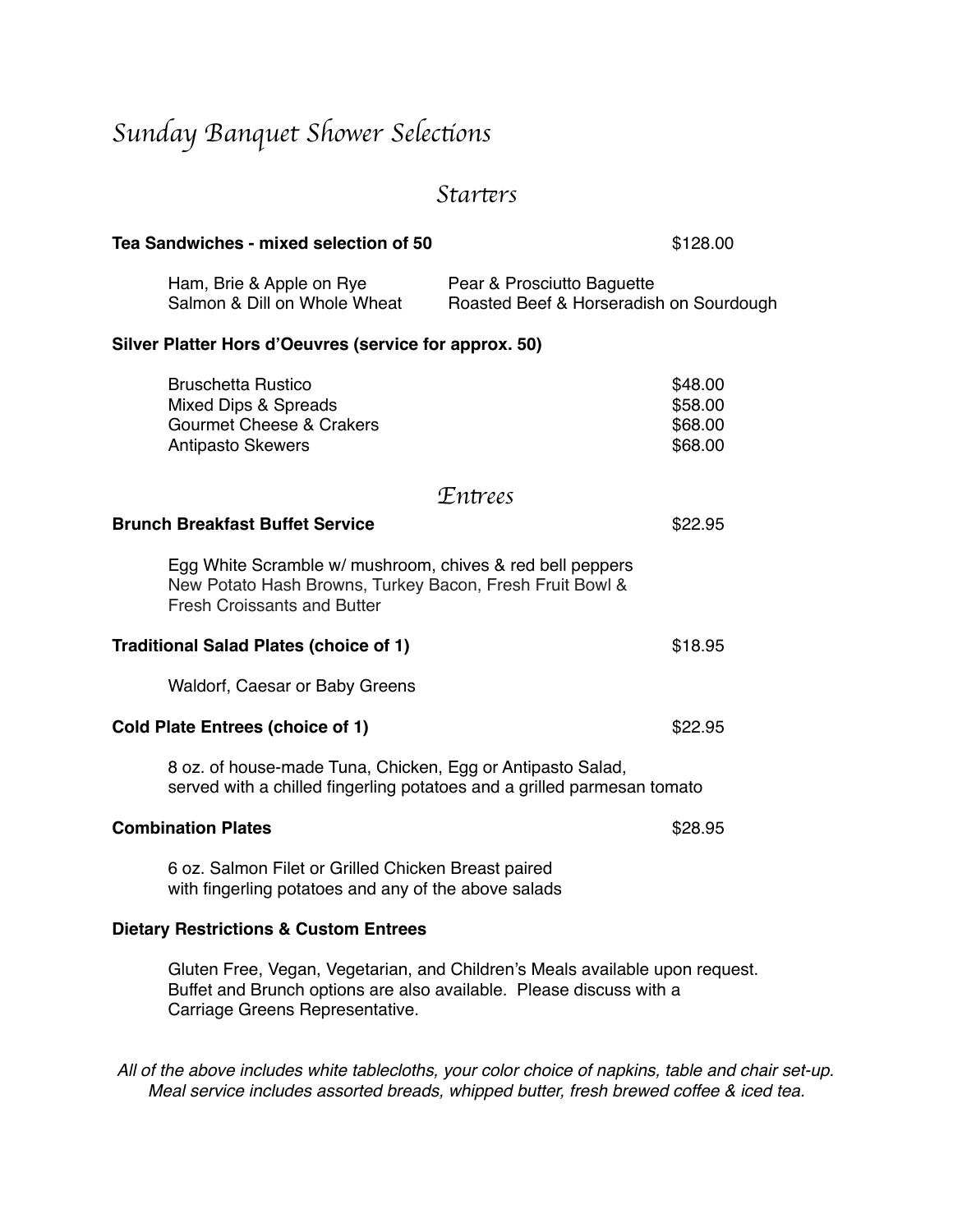# *Sunday Banquet Shower Selections*

## *Starters*

**Tea Sandwiches - mixed selection of 50** $128.00

- Ham, Brie & Apple on Rye
- Salmon & Dill on Whole Wheat
- Pear & Prosciutto Baguette
- Roasted Beef & Horseradish on Sourdough

**Silver Platter Hors d'Oeuvres (service for approx. 50)**

| Item | Price |
|---|---|
| Bruschetta Rustico | $48.00 |
| Mixed Dips & Spreads | $58.00 |
| Gourmet Cheese & Crakers | $68.00 |
| Antipasto Skewers | $68.00 |

## *Entrees*

**Brunch Breakfast Buffet Service** $22.95

Egg White Scramble w/ mushroom, chives & red bell peppers
New Potato Hash Browns, Turkey Bacon, Fresh Fruit Bowl &
Fresh Croissants and Butter

**Traditional Salad Plates (choice of 1)** $18.95

Waldorf, Caesar or Baby Greens

**Cold Plate Entrees (choice of 1)** $22.95

8 oz. of house-made Tuna, Chicken, Egg or Antipasto Salad,
served with a chilled fingerling potatoes and a grilled parmesan tomato

**Combination Plates** $28.95

6 oz. Salmon Filet or Grilled Chicken Breast paired
with fingerling potatoes and any of the above salads

**Dietary Restrictions & Custom Entrees**

Gluten Free, Vegan, Vegetarian, and Children's Meals available upon request.
Buffet and Brunch options are also available. Please discuss with a
Carriage Greens Representative.

*All of the above includes white tablecloths, your color choice of napkins, table and chair set-up.*
*Meal service includes assorted breads, whipped butter, fresh brewed coffee & iced tea.*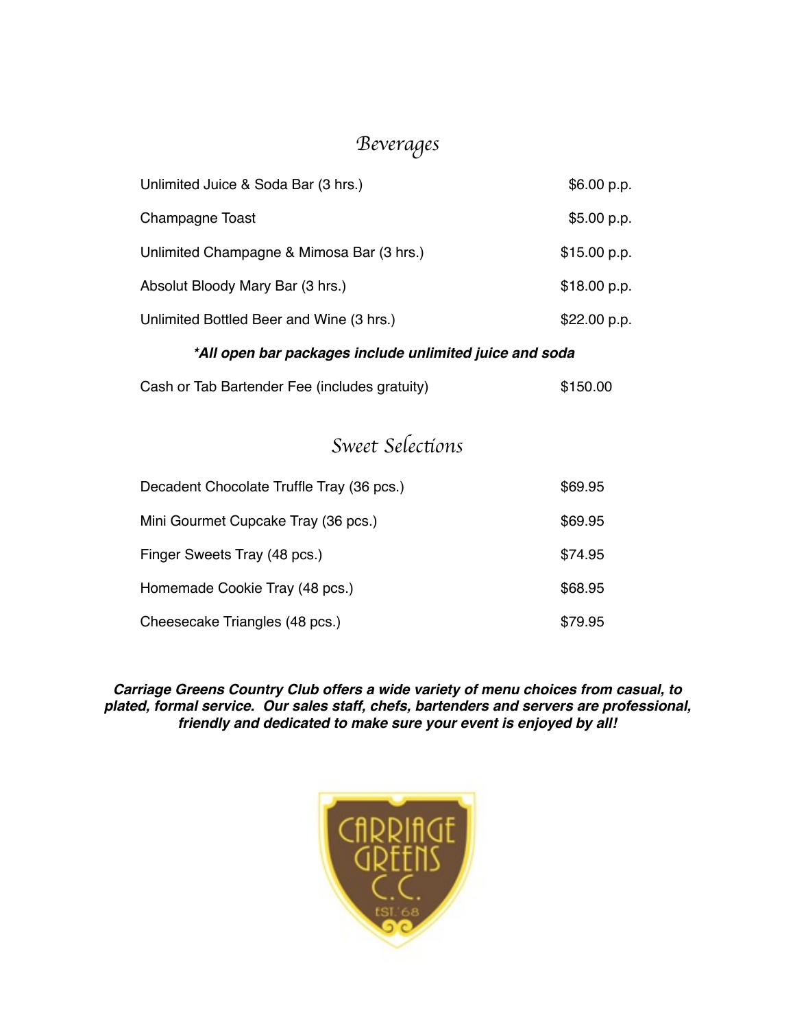## Beverages

| Item | Price |
|---|---|
| Unlimited Juice & Soda Bar (3 hrs.) | $6.00 p.p. |
| Champagne Toast | $5.00 p.p. |
| Unlimited Champagne & Mimosa Bar (3 hrs.) | $15.00 p.p. |
| Absolut Bloody Mary Bar (3 hrs.) | $18.00 p.p. |
| Unlimited Bottled Beer and Wine (3 hrs.) | $22.00 p.p. |

***All open bar packages include unlimited juice and soda***

| Item | Price |
|---|---|
| Cash or Tab Bartender Fee (includes gratuity) | $150.00 |

## Sweet Selections

| Item | Price |
|---|---|
| Decadent Chocolate Truffle Tray (36 pcs.) | $69.95 |
| Mini Gourmet Cupcake Tray (36 pcs.) | $69.95 |
| Finger Sweets Tray (48 pcs.) | $74.95 |
| Homemade Cookie Tray (48 pcs.) | $68.95 |
| Cheesecake Triangles (48 pcs.) | $79.95 |

***Carriage Greens Country Club offers a wide variety of menu choices from casual, to plated, formal service. Our sales staff, chefs, bartenders and servers are professional, friendly and dedicated to make sure your event is enjoyed by all!***

CARRIAGE GREENS C.C. EST. '68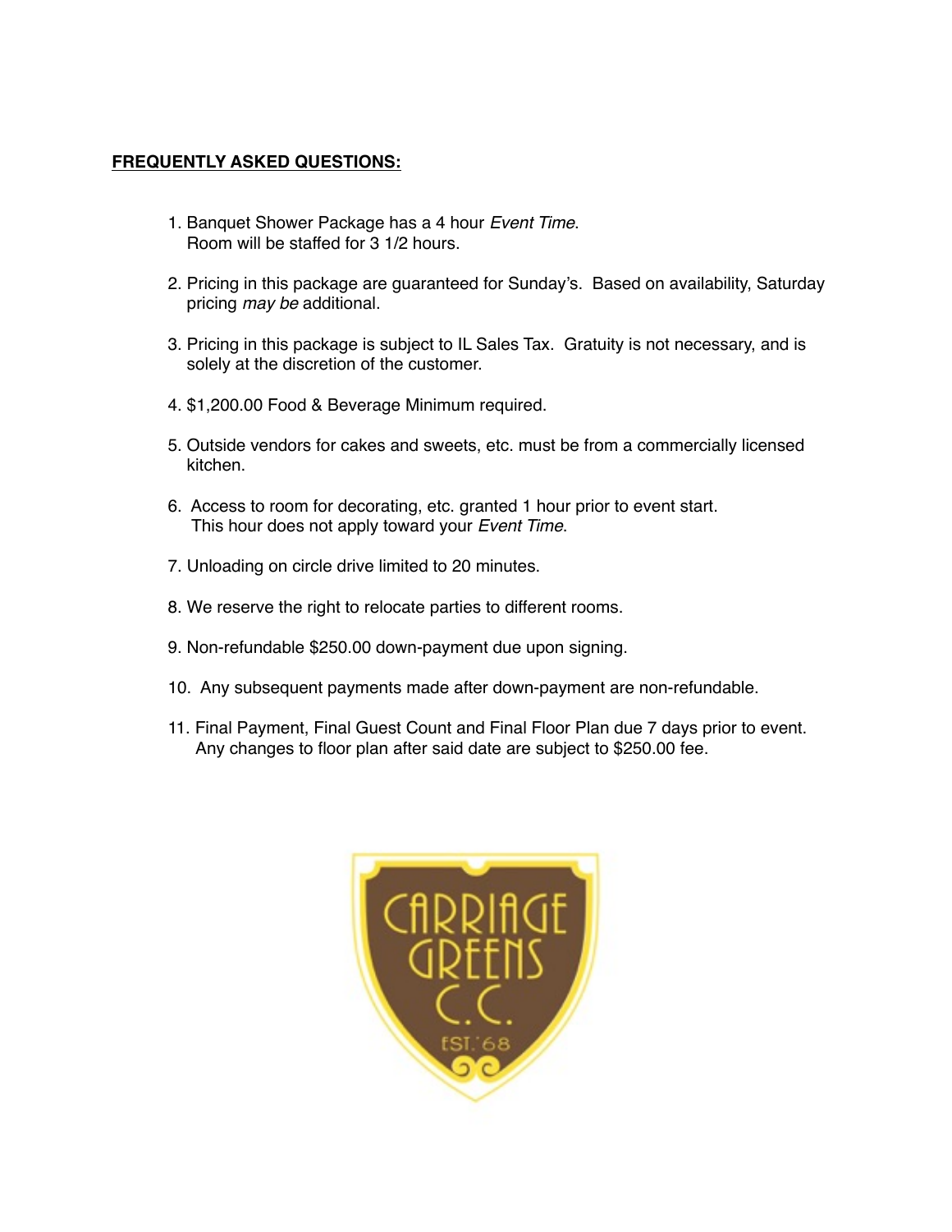**FREQUENTLY ASKED QUESTIONS:**

1. Banquet Shower Package has a 4 hour *Event Time*.
   Room will be staffed for 3 1/2 hours.

2. Pricing in this package are guaranteed for Sunday's. Based on availability, Saturday pricing *may be* additional.

3. Pricing in this package is subject to IL Sales Tax. Gratuity is not necessary, and is solely at the discretion of the customer.

4. $1,200.00 Food & Beverage Minimum required.

5. Outside vendors for cakes and sweets, etc. must be from a commercially licensed kitchen.

6. Access to room for decorating, etc. granted 1 hour prior to event start.
   This hour does not apply toward your *Event Time*.

7. Unloading on circle drive limited to 20 minutes.

8. We reserve the right to relocate parties to different rooms.

9. Non-refundable $250.00 down-payment due upon signing.

10. Any subsequent payments made after down-payment are non-refundable.

11. Final Payment, Final Guest Count and Final Floor Plan due 7 days prior to event.
    Any changes to floor plan after said date are subject to $250.00 fee.

CARRIAGE GREENS C.C.
EST. '68